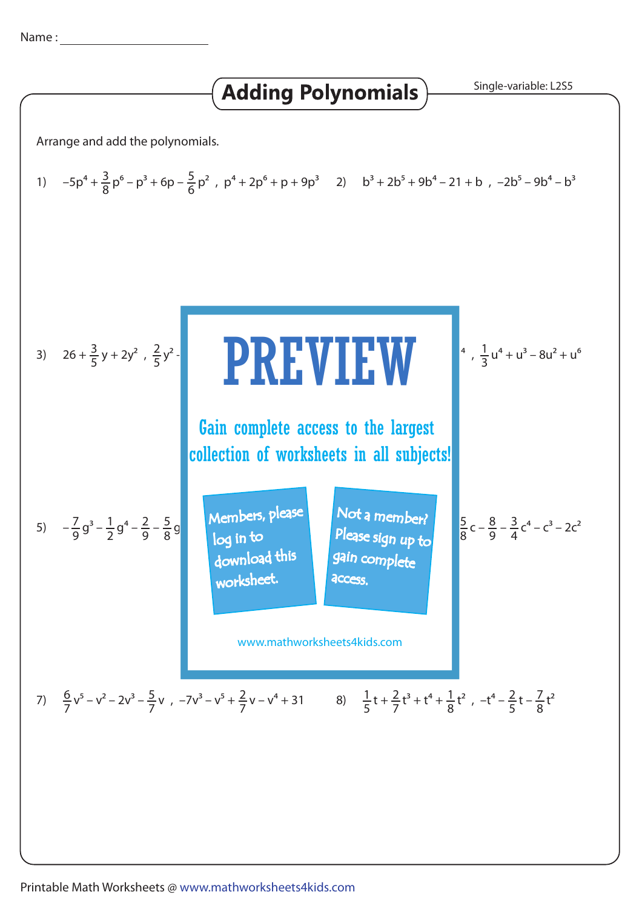Name : ______________________

# Adding Polynomials

Single-variable: L2S5

Arrange and add the polynomials.

1) $-5p^4 + \frac{3}{8}p^6 - p^3 + 6p - \frac{5}{6}p^2$ , $p^4 + 2p^6 + p + 9p^3$

2) $b^3 + 2b^5 + 9b^4 - 21 + b$ , $-2b^5 - 9b^4 - b^3$

3) $26 + \frac{3}{5}y + 2y^2$ , $\frac{2}{5}y^2$ -

4) $^4$ , $\frac{1}{3}u^4 + u^3 - 8u^2 + u^6$

PREVIEW

Gain complete access to the largest collection of worksheets in all subjects!

Members, please log in to download this worksheet.

Not a member? Please sign up to gain complete access.

www.mathworksheets4kids.com

5) $-\frac{7}{9}g^3 - \frac{1}{2}g^4 - \frac{2}{9} - \frac{5}{8}g$

6) $\frac{5}{8}c - \frac{8}{9} - \frac{3}{4}c^4 - c^3 - 2c^2$

7) $\frac{6}{7}v^5 - v^2 - 2v^3 - \frac{5}{7}v$ , $-7v^3 - v^5 + \frac{2}{7}v - v^4 + 31$

8) $\frac{1}{5}t + \frac{2}{7}t^3 + t^4 + \frac{1}{8}t^2$ , $-t^4 - \frac{2}{5}t - \frac{7}{8}t^2$

Printable Math Worksheets @ www.mathworksheets4kids.com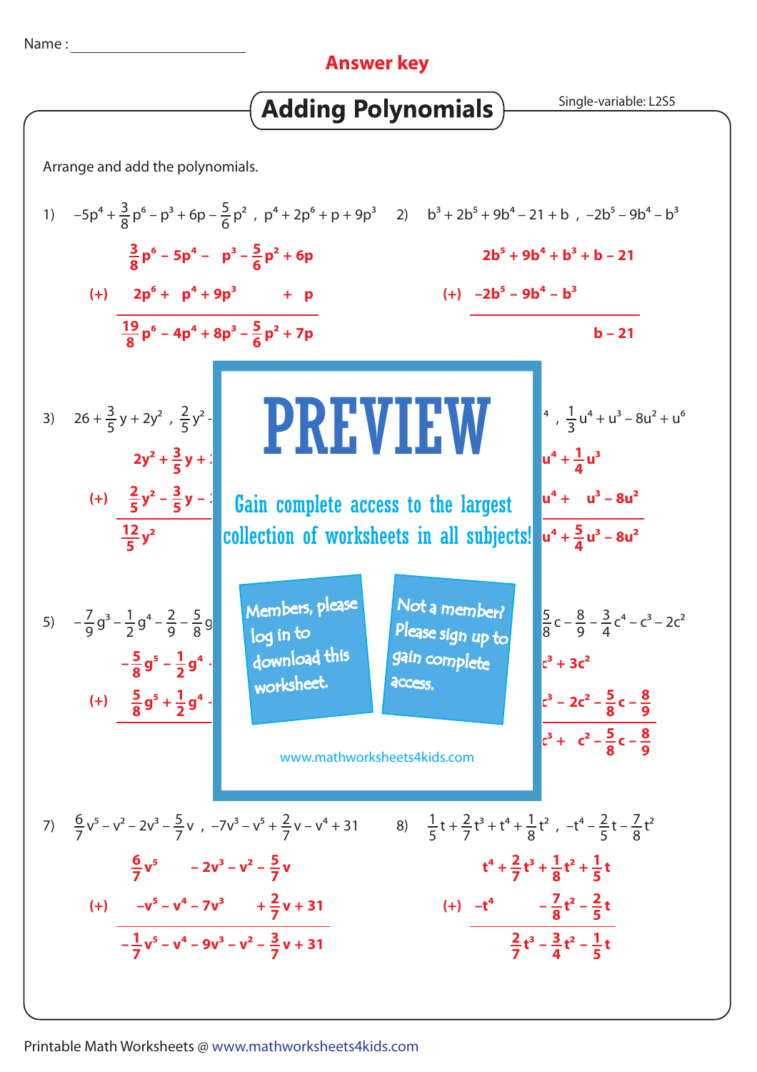Name : ____________________

**Answer key**

# Adding Polynomials

Single-variable: L2S5

Arrange and add the polynomials.

1) $-5p^4 + \frac{3}{8}p^6 - p^3 + 6p - \frac{5}{6}p^2$ , $p^4 + 2p^6 + p + 9p^3$

$\frac{3}{8}p^6 - 5p^4 - p^3 - \frac{5}{6}p^2 + 6p$

(+) $2p^6 + p^4 + 9p^3 + p$

$\frac{19}{8}p^6 - 4p^4 + 8p^3 - \frac{5}{6}p^2 + 7p$

2) $b^3 + 2b^5 + 9b^4 - 21 + b$ , $-2b^5 - 9b^4 - b^3$

$2b^5 + 9b^4 + b^3 + b - 21$

(+) $-2b^5 - 9b^4 - b^3$

$b - 21$

3) $26 + \frac{3}{5}y + 2y^2$ , $\frac{2}{5}y^2$ -

$2y^2 + \frac{3}{5}y +$

(+) $\frac{2}{5}y^2 - \frac{3}{5}y -$

$\frac{12}{5}y^2$

4) $^4$ , $\frac{1}{3}u^4 + u^3 - 8u^2 + u^6$

$u^4 + \frac{1}{4}u^3$

$u^4 + u^3 - 8u^2$

$u^4 + \frac{5}{4}u^3 - 8u^2$

5) $-\frac{7}{9}g^3 - \frac{1}{2}g^4 - \frac{2}{9} - \frac{5}{8}g$

$-\frac{5}{8}g^5 - \frac{1}{2}g^4$

(+) $\frac{5}{8}g^5 + \frac{1}{2}g^4$

6) $\frac{5}{8}c - \frac{8}{9} - \frac{3}{4}c^4 - c^3 - 2c^2$

$c^3 + 3c^2$

$c^3 - 2c^2 - \frac{5}{8}c - \frac{8}{9}$

$c^3 + c^2 - \frac{5}{8}c - \frac{8}{9}$

7) $\frac{6}{7}v^5 - v^2 - 2v^3 - \frac{5}{7}v$ , $-7v^3 - v^5 + \frac{2}{7}v - v^4 + 31$

$\frac{6}{7}v^5 - 2v^3 - v^2 - \frac{5}{7}v$

(+) $-v^5 - v^4 - 7v^3 + \frac{2}{7}v + 31$

$-\frac{1}{7}v^5 - v^4 - 9v^3 - v^2 - \frac{3}{7}v + 31$

8) $\frac{1}{5}t + \frac{2}{7}t^3 + t^4 + \frac{1}{8}t^2$ , $-t^4 - \frac{2}{5}t - \frac{7}{8}t^2$

$t^4 + \frac{2}{7}t^3 + \frac{1}{8}t^2 + \frac{1}{5}t$

(+) $-t^4 - \frac{7}{8}t^2 - \frac{2}{5}t$

$\frac{2}{7}t^3 - \frac{3}{4}t^2 - \frac{1}{5}t$

PREVIEW

Gain complete access to the largest collection of worksheets in all subjects!

Members, please log in to download this worksheet.

Not a member? Please sign up to gain complete access.

www.mathworksheets4kids.com

Printable Math Worksheets @ www.mathworksheets4kids.com